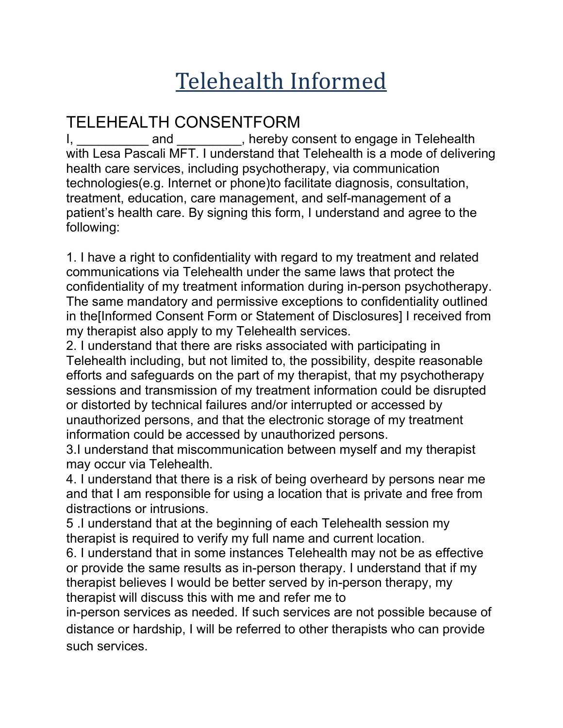# Telehealth Informed

## TELEHEALTH CONSENTFORM

I, __________ and _________, hereby consent to engage in Telehealth with Lesa Pascali MFT. I understand that Telehealth is a mode of delivering health care services, including psychotherapy, via communication technologies(e.g. Internet or phone)to facilitate diagnosis, consultation, treatment, education, care management, and self-management of a patient's health care. By signing this form, I understand and agree to the following:

1. I have a right to confidentiality with regard to my treatment and related communications via Telehealth under the same laws that protect the confidentiality of my treatment information during in-person psychotherapy. The same mandatory and permissive exceptions to confidentiality outlined in the[Informed Consent Form or Statement of Disclosures] I received from my therapist also apply to my Telehealth services.
2. I understand that there are risks associated with participating in Telehealth including, but not limited to, the possibility, despite reasonable efforts and safeguards on the part of my therapist, that my psychotherapy sessions and transmission of my treatment information could be disrupted or distorted by technical failures and/or interrupted or accessed by unauthorized persons, and that the electronic storage of my treatment information could be accessed by unauthorized persons.
3. I understand that miscommunication between myself and my therapist may occur via Telehealth.
4. I understand that there is a risk of being overheard by persons near me and that I am responsible for using a location that is private and free from distractions or intrusions.
5. I understand that at the beginning of each Telehealth session my therapist is required to verify my full name and current location.
6. I understand that in some instances Telehealth may not be as effective or provide the same results as in-person therapy. I understand that if my therapist believes I would be better served by in-person therapy, my therapist will discuss this with me and refer me to in-person services as needed. If such services are not possible because of distance or hardship, I will be referred to other therapists who can provide such services.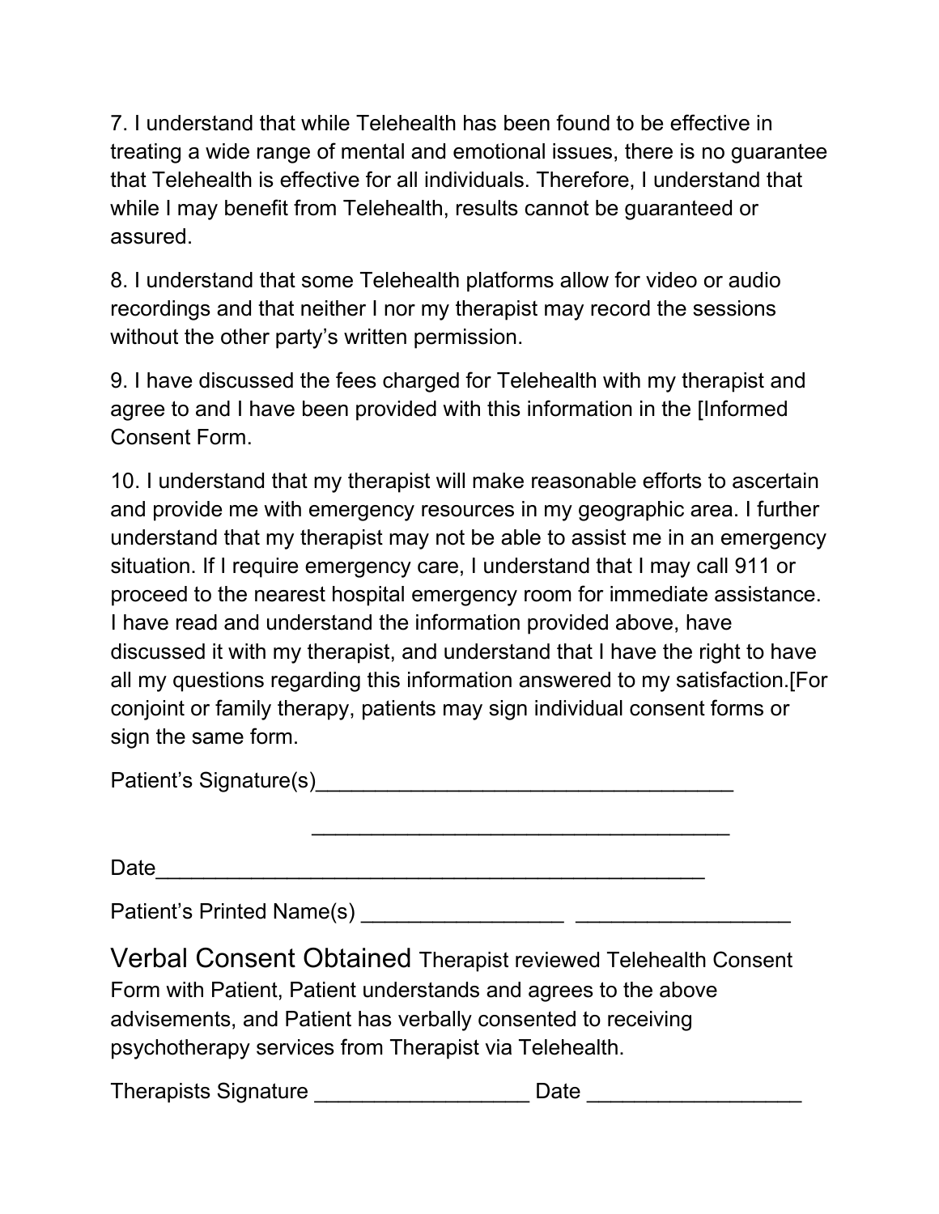7. I understand that while Telehealth has been found to be effective in treating a wide range of mental and emotional issues, there is no guarantee that Telehealth is effective for all individuals. Therefore, I understand that while I may benefit from Telehealth, results cannot be guaranteed or assured.

8. I understand that some Telehealth platforms allow for video or audio recordings and that neither I nor my therapist may record the sessions without the other party's written permission.

9. I have discussed the fees charged for Telehealth with my therapist and agree to and I have been provided with this information in the [Informed Consent Form.

10. I understand that my therapist will make reasonable efforts to ascertain and provide me with emergency resources in my geographic area. I further understand that my therapist may not be able to assist me in an emergency situation. If I require emergency care, I understand that I may call 911 or proceed to the nearest hospital emergency room for immediate assistance. I have read and understand the information provided above, have discussed it with my therapist, and understand that I have the right to have all my questions regarding this information answered to my satisfaction.[For conjoint or family therapy, patients may sign individual consent forms or sign the same form.

Patient's Signature(s)___________________________________

___________________________________

Date_______________________________________________

Patient's Printed Name(s) _________________ __________________

Verbal Consent Obtained Therapist reviewed Telehealth Consent Form with Patient, Patient understands and agrees to the above advisements, and Patient has verbally consented to receiving psychotherapy services from Therapist via Telehealth.

Therapists Signature __________________ Date __________________